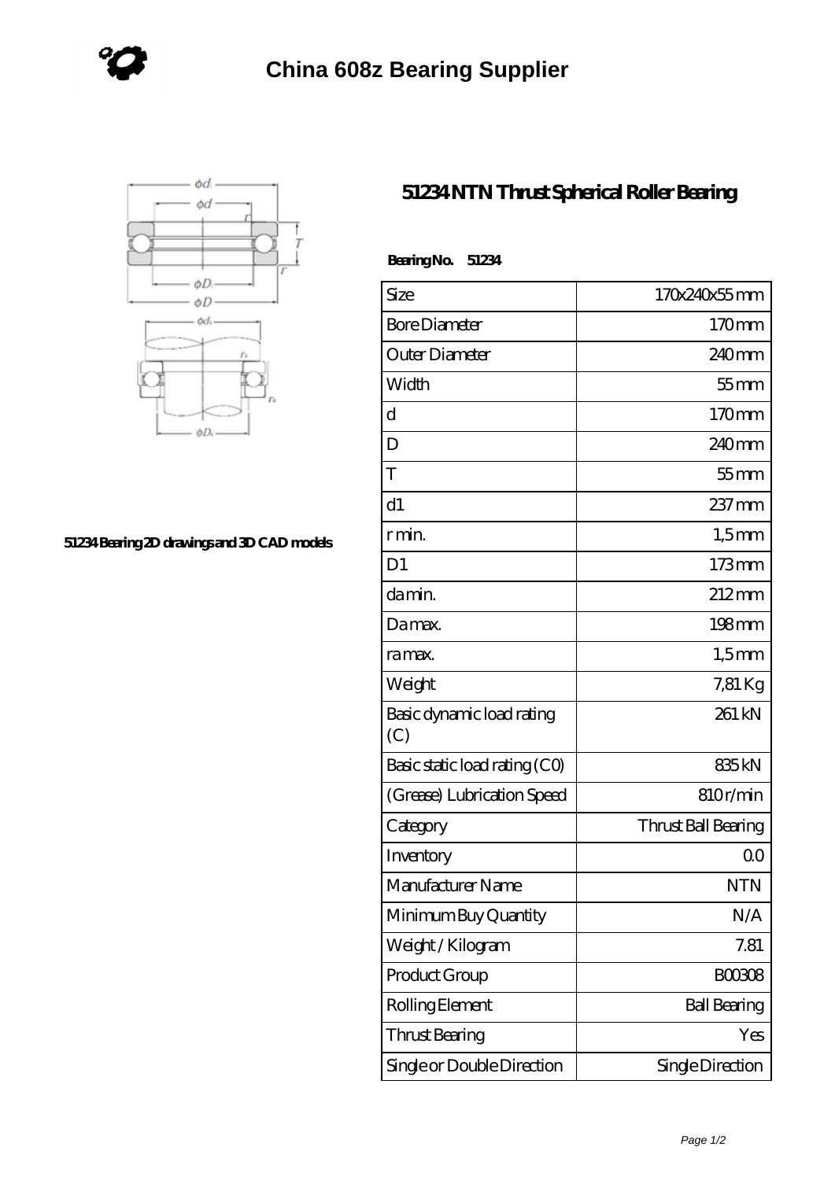# China 608z Bearing Supplier

51234 Bearing 2D drawings and 3D CAD models

## 51234 NTN Thrust Spherical Roller Bearing

**Bearing No. 51234**

| Size | 170x240x55 mm |
|---|---|
| Bore Diameter | 170 mm |
| Outer Diameter | 240 mm |
| Width | 55 mm |
| d | 170 mm |
| D | 240 mm |
| T | 55 mm |
| d1 | 237 mm |
| r min. | 1,5 mm |
| D1 | 173 mm |
| da min. | 212 mm |
| Da max. | 198 mm |
| ra max. | 1,5 mm |
| Weight | 7,81 Kg |
| Basic dynamic load rating (C) | 261 kN |
| Basic static load rating (C0) | 835 kN |
| (Grease) Lubrication Speed | 810 r/min |
| Category | Thrust Ball Bearing |
| Inventory | 0.0 |
| Manufacturer Name | NTN |
| Minimum Buy Quantity | N/A |
| Weight / Kilogram | 7.81 |
| Product Group | B00308 |
| Rolling Element | Ball Bearing |
| Thrust Bearing | Yes |
| Single or Double Direction | Single Direction |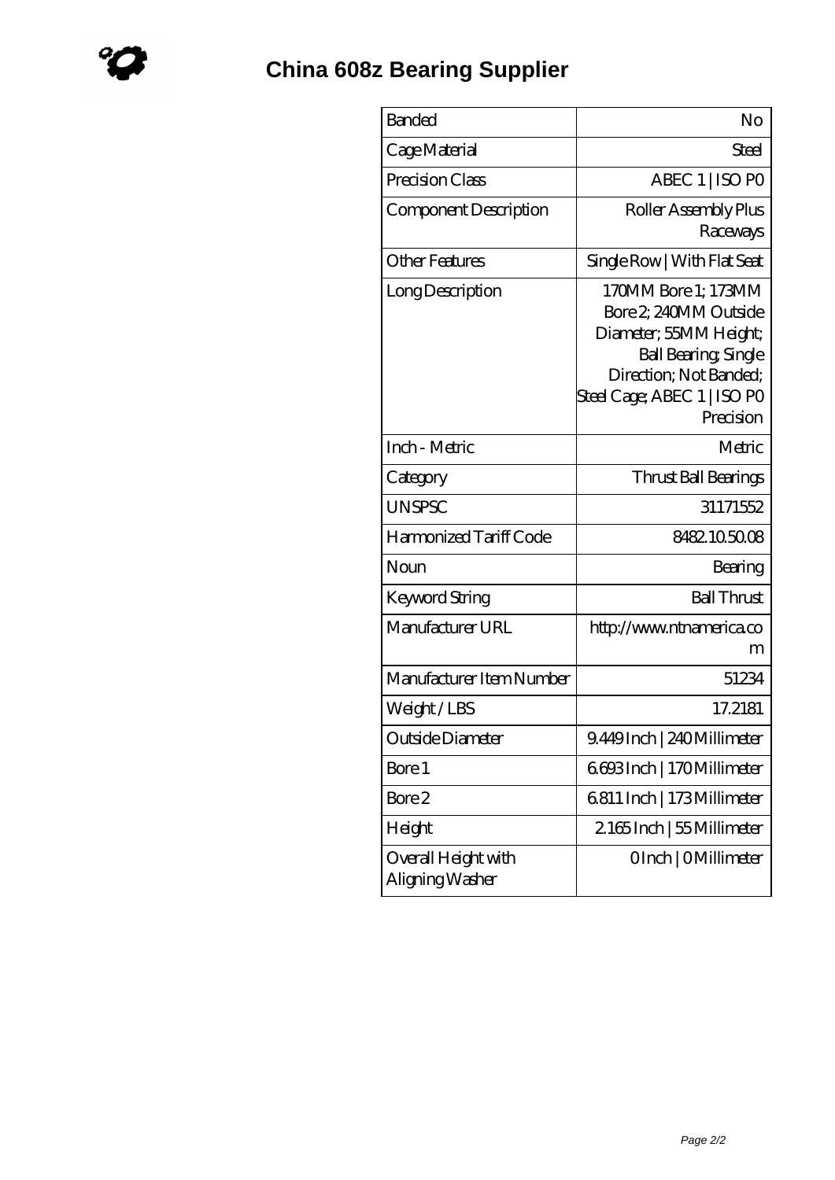# China 608z Bearing Supplier

| | |
|---|---|
| Banded | No |
| Cage Material | Steel |
| Precision Class | ABEC 1 \| ISO P0 |
| Component Description | Roller Assembly Plus Raceways |
| Other Features | Single Row \| With Flat Seat |
| Long Description | 170MM Bore 1; 173MM Bore 2; 240MM Outside Diameter; 55MM Height; Ball Bearing; Single Direction; Not Banded; Steel Cage; ABEC 1 \| ISO P0 Precision |
| Inch - Metric | Metric |
| Category | Thrust Ball Bearings |
| UNSPSC | 31171552 |
| Harmonized Tariff Code | 8482.10.50.08 |
| Noun | Bearing |
| Keyword String | Ball Thrust |
| Manufacturer URL | http://www.ntnamerica.com |
| Manufacturer Item Number | 51234 |
| Weight / LBS | 17.2181 |
| Outside Diameter | 9.449 Inch \| 240 Millimeter |
| Bore 1 | 6.693 Inch \| 170 Millimeter |
| Bore 2 | 6.811 Inch \| 173 Millimeter |
| Height | 2.165 Inch \| 55 Millimeter |
| Overall Height with Aligning Washer | 0 Inch \| 0 Millimeter |